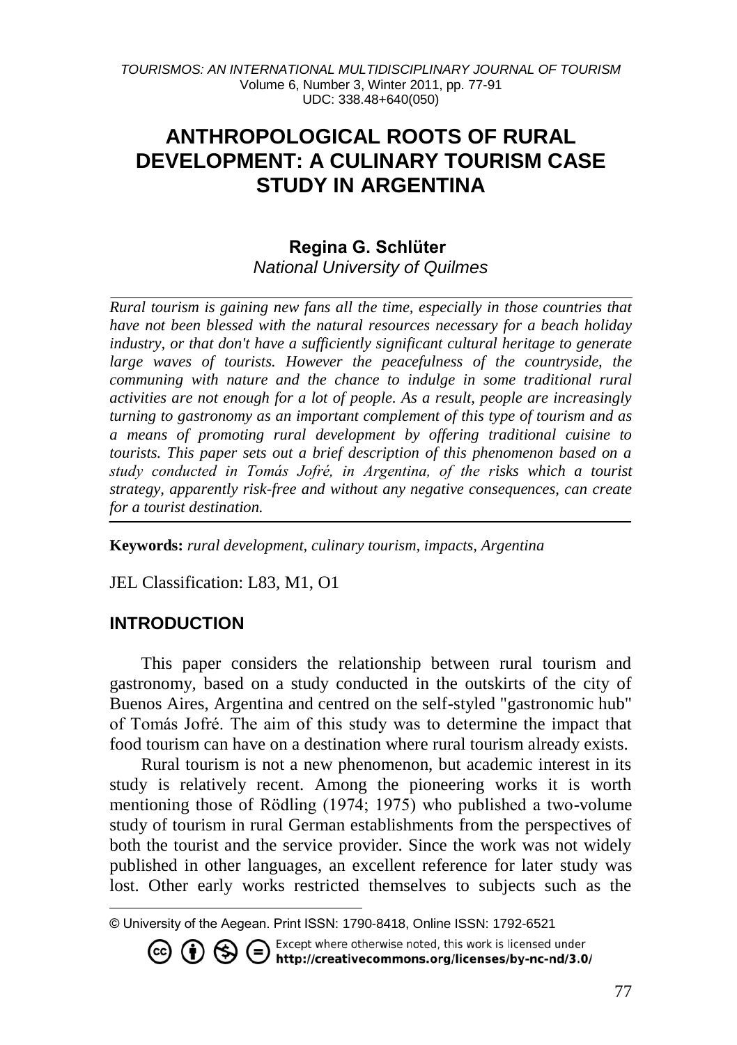# ANTHROPOLOGICAL ROOTS OF RURAL DEVELOPMENT: A CULINARY TOURISM CASE STUDY IN ARGENTINA

**Regina G. Schlüter**
*National University of Quilmes*

*Rural tourism is gaining new fans all the time, especially in those countries that have not been blessed with the natural resources necessary for a beach holiday industry, or that don't have a sufficiently significant cultural heritage to generate large waves of tourists. However the peacefulness of the countryside, the communing with nature and the chance to indulge in some traditional rural activities are not enough for a lot of people. As a result, people are increasingly turning to gastronomy as an important complement of this type of tourism and as a means of promoting rural development by offering traditional cuisine to tourists. This paper sets out a brief description of this phenomenon based on a study conducted in Tomás Jofré, in Argentina, of the risks which a tourist strategy, apparently risk-free and without any negative consequences, can create for a tourist destination.*

**Keywords:** *rural development, culinary tourism, impacts, Argentina*

JEL Classification: L83, M1, O1

## INTRODUCTION

This paper considers the relationship between rural tourism and gastronomy, based on a study conducted in the outskirts of the city of Buenos Aires, Argentina and centred on the self-styled "gastronomic hub" of Tomás Jofré. The aim of this study was to determine the impact that food tourism can have on a destination where rural tourism already exists.

Rural tourism is not a new phenomenon, but academic interest in its study is relatively recent. Among the pioneering works it is worth mentioning those of Rödling (1974; 1975) who published a two-volume study of tourism in rural German establishments from the perspectives of both the tourist and the service provider. Since the work was not widely published in other languages, an excellent reference for later study was lost. Other early works restricted themselves to subjects such as the

© University of the Aegean. Print ISSN: 1790-8418, Online ISSN: 1792-6521

Except where otherwise noted, this work is licensed under http://creativecommons.org/licenses/by-nc-nd/3.0/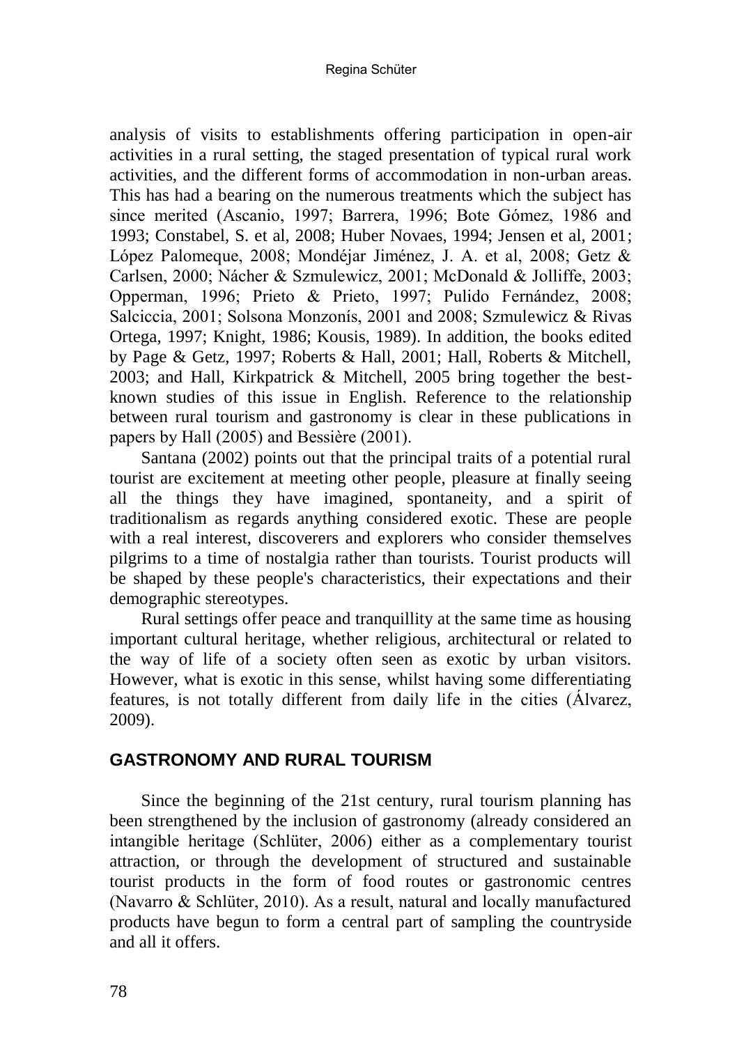analysis of visits to establishments offering participation in open-air activities in a rural setting, the staged presentation of typical rural work activities, and the different forms of accommodation in non-urban areas. This has had a bearing on the numerous treatments which the subject has since merited (Ascanio, 1997; Barrera, 1996; Bote Gómez, 1986 and 1993; Constabel, S. et al, 2008; Huber Novaes, 1994; Jensen et al, 2001; López Palomeque, 2008; Mondéjar Jiménez, J. A. et al, 2008; Getz & Carlsen, 2000; Nácher & Szmulewicz, 2001; McDonald & Jolliffe, 2003; Opperman, 1996; Prieto & Prieto, 1997; Pulido Fernández, 2008; Salciccia, 2001; Solsona Monzonís, 2001 and 2008; Szmulewicz & Rivas Ortega, 1997; Knight, 1986; Kousis, 1989). In addition, the books edited by Page & Getz, 1997; Roberts & Hall, 2001; Hall, Roberts & Mitchell, 2003; and Hall, Kirkpatrick & Mitchell, 2005 bring together the best-known studies of this issue in English. Reference to the relationship between rural tourism and gastronomy is clear in these publications in papers by Hall (2005) and Bessière (2001).

Santana (2002) points out that the principal traits of a potential rural tourist are excitement at meeting other people, pleasure at finally seeing all the things they have imagined, spontaneity, and a spirit of traditionalism as regards anything considered exotic. These are people with a real interest, discoverers and explorers who consider themselves pilgrims to a time of nostalgia rather than tourists. Tourist products will be shaped by these people's characteristics, their expectations and their demographic stereotypes.

Rural settings offer peace and tranquillity at the same time as housing important cultural heritage, whether religious, architectural or related to the way of life of a society often seen as exotic by urban visitors. However, what is exotic in this sense, whilst having some differentiating features, is not totally different from daily life in the cities (Álvarez, 2009).

## GASTRONOMY AND RURAL TOURISM

Since the beginning of the 21st century, rural tourism planning has been strengthened by the inclusion of gastronomy (already considered an intangible heritage (Schlüter, 2006) either as a complementary tourist attraction, or through the development of structured and sustainable tourist products in the form of food routes or gastronomic centres (Navarro & Schlüter, 2010). As a result, natural and locally manufactured products have begun to form a central part of sampling the countryside and all it offers.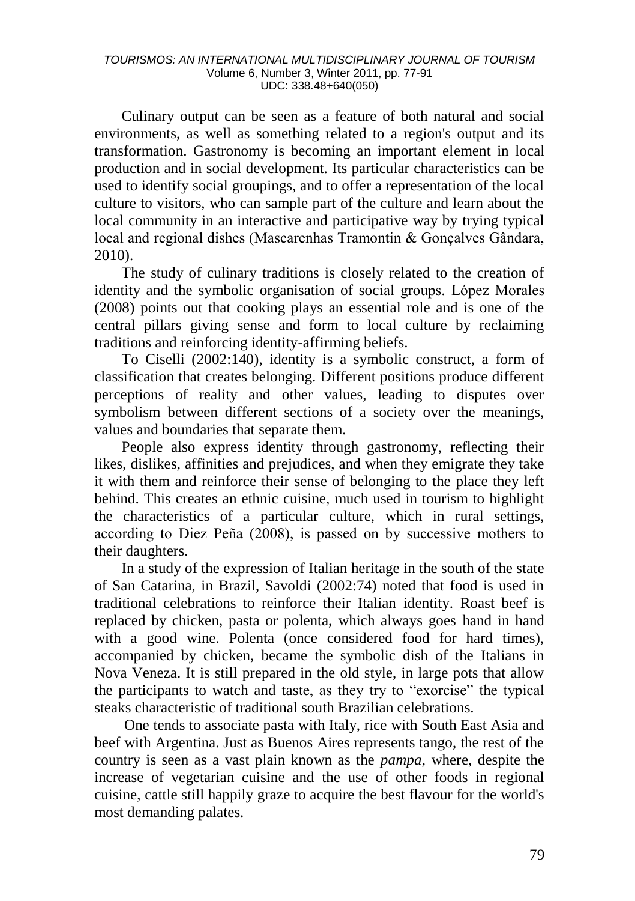Culinary output can be seen as a feature of both natural and social environments, as well as something related to a region's output and its transformation. Gastronomy is becoming an important element in local production and in social development. Its particular characteristics can be used to identify social groupings, and to offer a representation of the local culture to visitors, who can sample part of the culture and learn about the local community in an interactive and participative way by trying typical local and regional dishes (Mascarenhas Tramontin & Gonçalves Gândara, 2010).

The study of culinary traditions is closely related to the creation of identity and the symbolic organisation of social groups. López Morales (2008) points out that cooking plays an essential role and is one of the central pillars giving sense and form to local culture by reclaiming traditions and reinforcing identity-affirming beliefs.

To Ciselli (2002:140), identity is a symbolic construct, a form of classification that creates belonging. Different positions produce different perceptions of reality and other values, leading to disputes over symbolism between different sections of a society over the meanings, values and boundaries that separate them.

People also express identity through gastronomy, reflecting their likes, dislikes, affinities and prejudices, and when they emigrate they take it with them and reinforce their sense of belonging to the place they left behind. This creates an ethnic cuisine, much used in tourism to highlight the characteristics of a particular culture, which in rural settings, according to Diez Peña (2008), is passed on by successive mothers to their daughters.

In a study of the expression of Italian heritage in the south of the state of San Catarina, in Brazil, Savoldi (2002:74) noted that food is used in traditional celebrations to reinforce their Italian identity. Roast beef is replaced by chicken, pasta or polenta, which always goes hand in hand with a good wine. Polenta (once considered food for hard times), accompanied by chicken, became the symbolic dish of the Italians in Nova Veneza. It is still prepared in the old style, in large pots that allow the participants to watch and taste, as they try to "exorcise" the typical steaks characteristic of traditional south Brazilian celebrations.

One tends to associate pasta with Italy, rice with South East Asia and beef with Argentina. Just as Buenos Aires represents tango, the rest of the country is seen as a vast plain known as the *pampa*, where, despite the increase of vegetarian cuisine and the use of other foods in regional cuisine, cattle still happily graze to acquire the best flavour for the world's most demanding palates.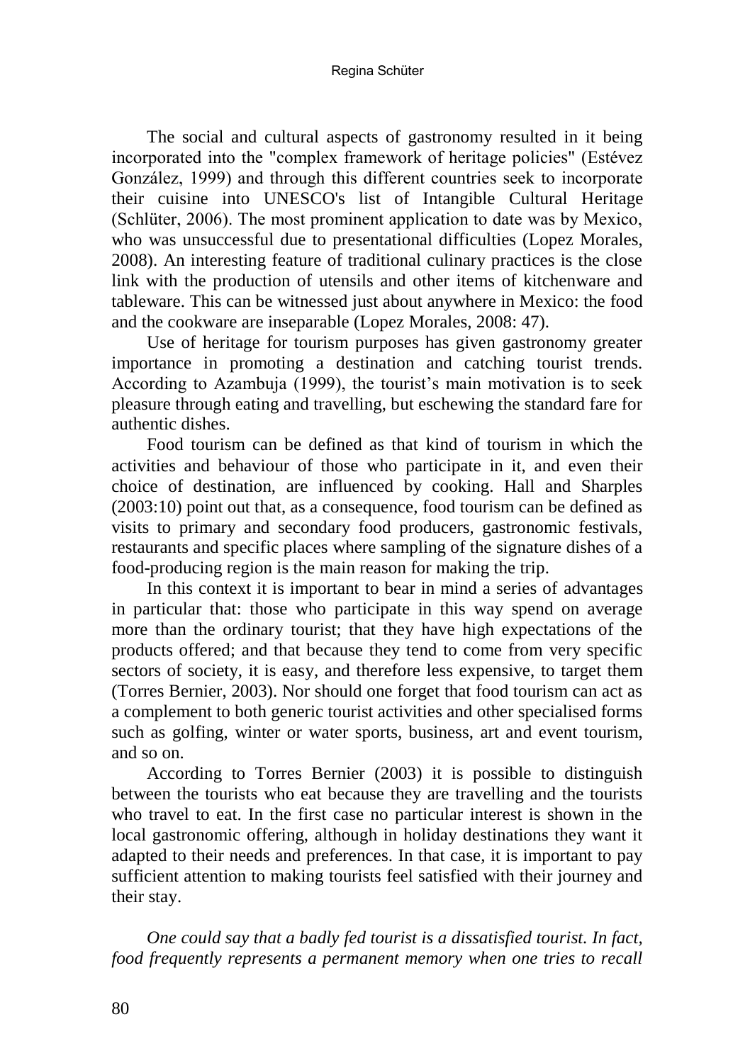The social and cultural aspects of gastronomy resulted in it being incorporated into the "complex framework of heritage policies" (Estévez González, 1999) and through this different countries seek to incorporate their cuisine into UNESCO's list of Intangible Cultural Heritage (Schlüter, 2006). The most prominent application to date was by Mexico, who was unsuccessful due to presentational difficulties (Lopez Morales, 2008). An interesting feature of traditional culinary practices is the close link with the production of utensils and other items of kitchenware and tableware. This can be witnessed just about anywhere in Mexico: the food and the cookware are inseparable (Lopez Morales, 2008: 47).

Use of heritage for tourism purposes has given gastronomy greater importance in promoting a destination and catching tourist trends. According to Azambuja (1999), the tourist's main motivation is to seek pleasure through eating and travelling, but eschewing the standard fare for authentic dishes.

Food tourism can be defined as that kind of tourism in which the activities and behaviour of those who participate in it, and even their choice of destination, are influenced by cooking. Hall and Sharples (2003:10) point out that, as a consequence, food tourism can be defined as visits to primary and secondary food producers, gastronomic festivals, restaurants and specific places where sampling of the signature dishes of a food-producing region is the main reason for making the trip.

In this context it is important to bear in mind a series of advantages in particular that: those who participate in this way spend on average more than the ordinary tourist; that they have high expectations of the products offered; and that because they tend to come from very specific sectors of society, it is easy, and therefore less expensive, to target them (Torres Bernier, 2003). Nor should one forget that food tourism can act as a complement to both generic tourist activities and other specialised forms such as golfing, winter or water sports, business, art and event tourism, and so on.

According to Torres Bernier (2003) it is possible to distinguish between the tourists who eat because they are travelling and the tourists who travel to eat. In the first case no particular interest is shown in the local gastronomic offering, although in holiday destinations they want it adapted to their needs and preferences. In that case, it is important to pay sufficient attention to making tourists feel satisfied with their journey and their stay.

*One could say that a badly fed tourist is a dissatisfied tourist. In fact, food frequently represents a permanent memory when one tries to recall*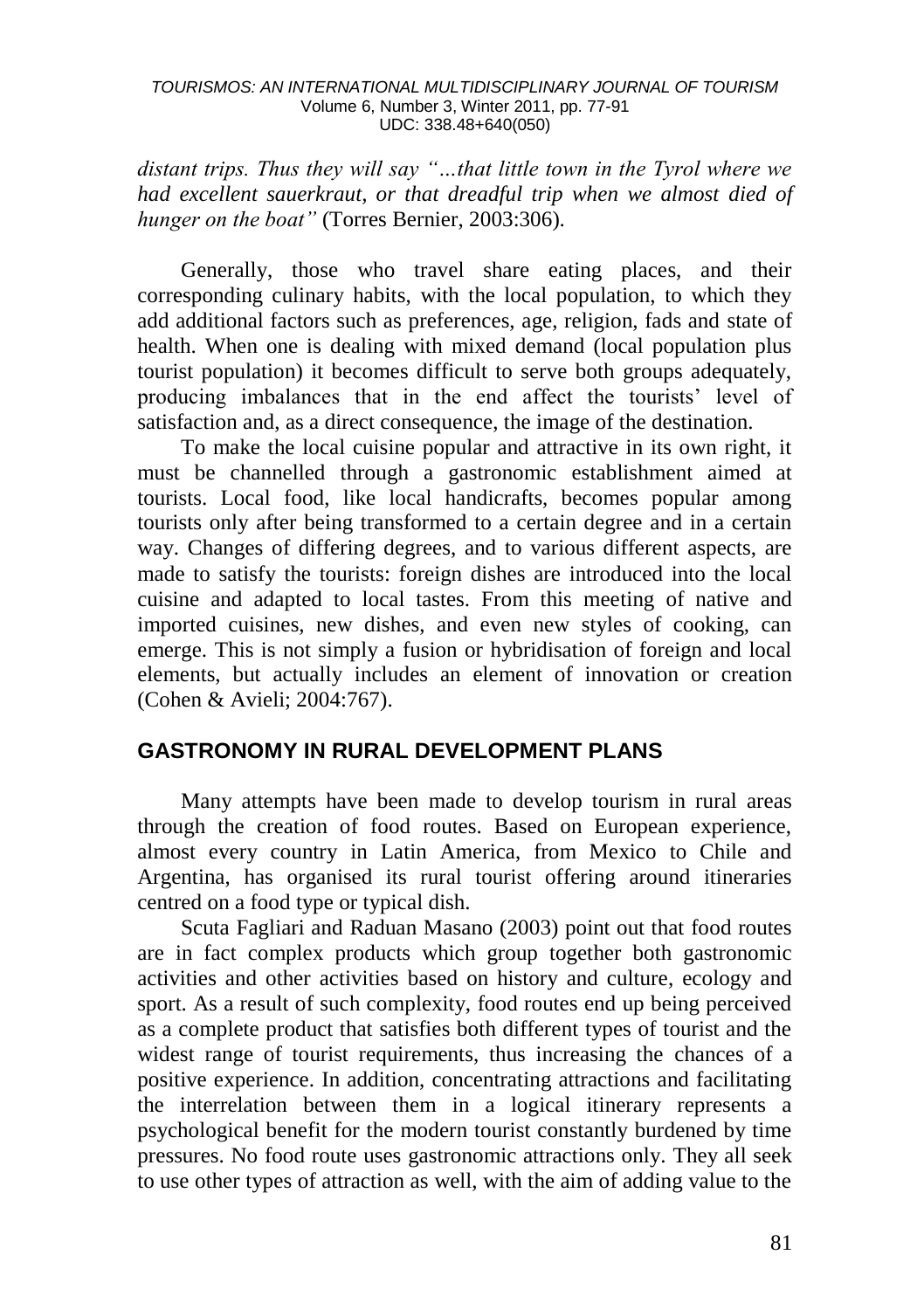*distant trips. Thus they will say "…that little town in the Tyrol where we had excellent sauerkraut, or that dreadful trip when we almost died of hunger on the boat"* (Torres Bernier, 2003:306).

Generally, those who travel share eating places, and their corresponding culinary habits, with the local population, to which they add additional factors such as preferences, age, religion, fads and state of health. When one is dealing with mixed demand (local population plus tourist population) it becomes difficult to serve both groups adequately, producing imbalances that in the end affect the tourists' level of satisfaction and, as a direct consequence, the image of the destination.

To make the local cuisine popular and attractive in its own right, it must be channelled through a gastronomic establishment aimed at tourists. Local food, like local handicrafts, becomes popular among tourists only after being transformed to a certain degree and in a certain way. Changes of differing degrees, and to various different aspects, are made to satisfy the tourists: foreign dishes are introduced into the local cuisine and adapted to local tastes. From this meeting of native and imported cuisines, new dishes, and even new styles of cooking, can emerge. This is not simply a fusion or hybridisation of foreign and local elements, but actually includes an element of innovation or creation (Cohen & Avieli; 2004:767).

## GASTRONOMY IN RURAL DEVELOPMENT PLANS

Many attempts have been made to develop tourism in rural areas through the creation of food routes. Based on European experience, almost every country in Latin America, from Mexico to Chile and Argentina, has organised its rural tourist offering around itineraries centred on a food type or typical dish.

Scuta Fagliari and Raduan Masano (2003) point out that food routes are in fact complex products which group together both gastronomic activities and other activities based on history and culture, ecology and sport. As a result of such complexity, food routes end up being perceived as a complete product that satisfies both different types of tourist and the widest range of tourist requirements, thus increasing the chances of a positive experience. In addition, concentrating attractions and facilitating the interrelation between them in a logical itinerary represents a psychological benefit for the modern tourist constantly burdened by time pressures. No food route uses gastronomic attractions only. They all seek to use other types of attraction as well, with the aim of adding value to the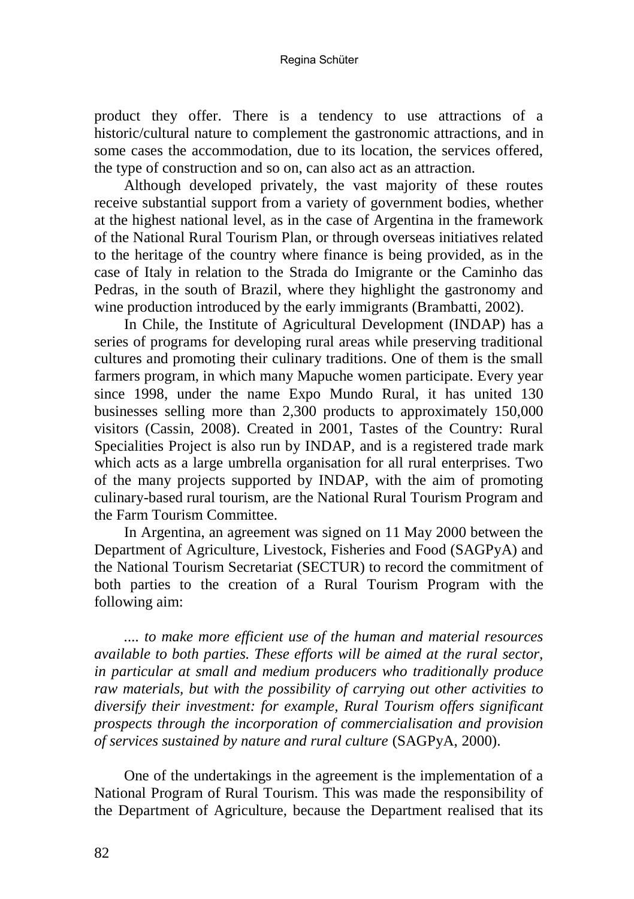product they offer. There is a tendency to use attractions of a historic/cultural nature to complement the gastronomic attractions, and in some cases the accommodation, due to its location, the services offered, the type of construction and so on, can also act as an attraction.

Although developed privately, the vast majority of these routes receive substantial support from a variety of government bodies, whether at the highest national level, as in the case of Argentina in the framework of the National Rural Tourism Plan, or through overseas initiatives related to the heritage of the country where finance is being provided, as in the case of Italy in relation to the Strada do Imigrante or the Caminho das Pedras, in the south of Brazil, where they highlight the gastronomy and wine production introduced by the early immigrants (Brambatti, 2002).

In Chile, the Institute of Agricultural Development (INDAP) has a series of programs for developing rural areas while preserving traditional cultures and promoting their culinary traditions. One of them is the small farmers program, in which many Mapuche women participate. Every year since 1998, under the name Expo Mundo Rural, it has united 130 businesses selling more than 2,300 products to approximately 150,000 visitors (Cassin, 2008). Created in 2001, Tastes of the Country: Rural Specialities Project is also run by INDAP, and is a registered trade mark which acts as a large umbrella organisation for all rural enterprises. Two of the many projects supported by INDAP, with the aim of promoting culinary-based rural tourism, are the National Rural Tourism Program and the Farm Tourism Committee.

In Argentina, an agreement was signed on 11 May 2000 between the Department of Agriculture, Livestock, Fisheries and Food (SAGPyA) and the National Tourism Secretariat (SECTUR) to record the commitment of both parties to the creation of a Rural Tourism Program with the following aim:

> *.... to make more efficient use of the human and material resources available to both parties. These efforts will be aimed at the rural sector, in particular at small and medium producers who traditionally produce raw materials, but with the possibility of carrying out other activities to diversify their investment: for example, Rural Tourism offers significant prospects through the incorporation of commercialisation and provision of services sustained by nature and rural culture* (SAGPyA, 2000).

One of the undertakings in the agreement is the implementation of a National Program of Rural Tourism. This was made the responsibility of the Department of Agriculture, because the Department realised that its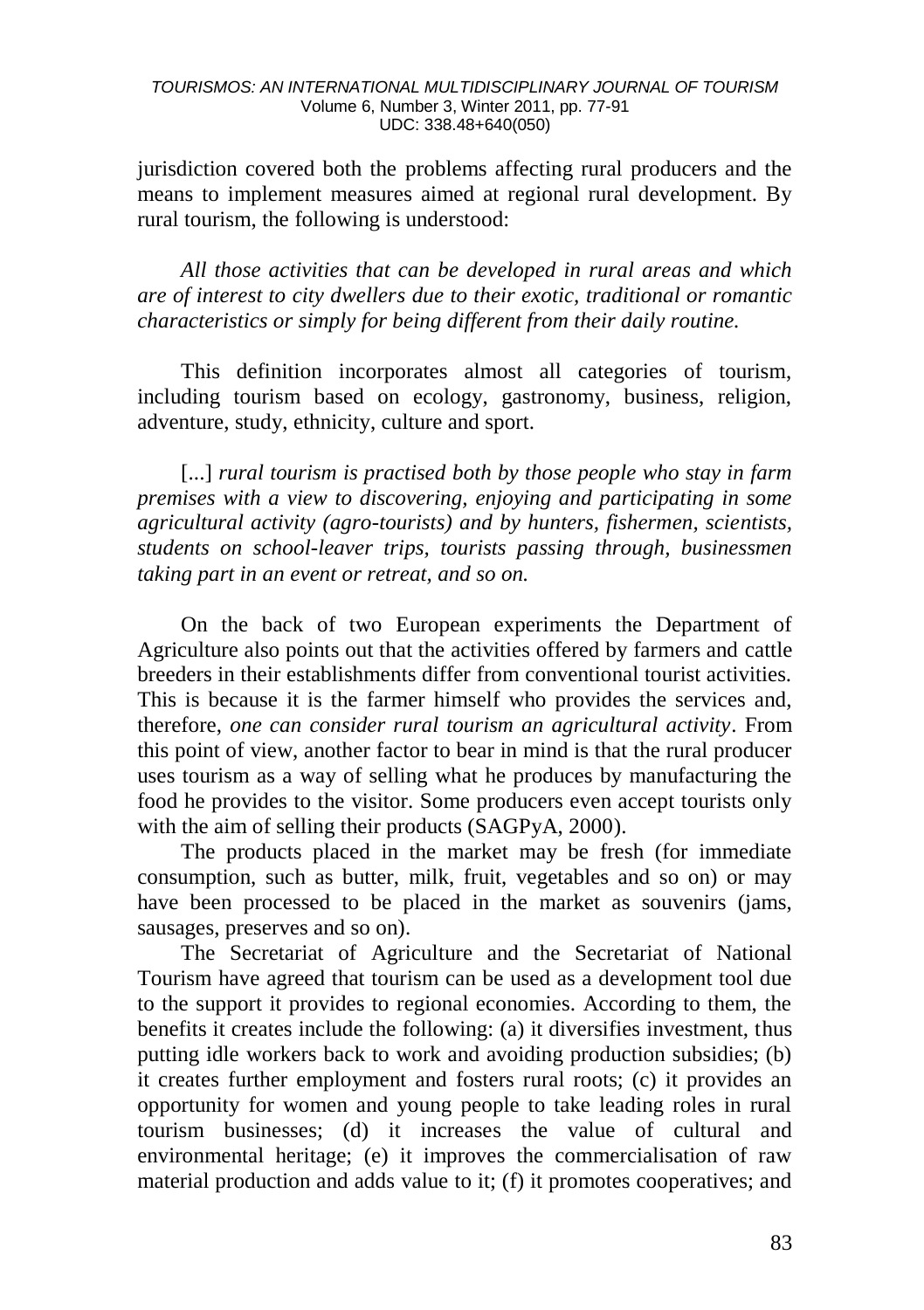jurisdiction covered both the problems affecting rural producers and the means to implement measures aimed at regional rural development. By rural tourism, the following is understood:

> *All those activities that can be developed in rural areas and which are of interest to city dwellers due to their exotic, traditional or romantic characteristics or simply for being different from their daily routine.*

This definition incorporates almost all categories of tourism, including tourism based on ecology, gastronomy, business, religion, adventure, study, ethnicity, culture and sport.

> [...] *rural tourism is practised both by those people who stay in farm premises with a view to discovering, enjoying and participating in some agricultural activity (agro-tourists) and by hunters, fishermen, scientists, students on school-leaver trips, tourists passing through, businessmen taking part in an event or retreat, and so on.*

On the back of two European experiments the Department of Agriculture also points out that the activities offered by farmers and cattle breeders in their establishments differ from conventional tourist activities. This is because it is the farmer himself who provides the services and, therefore, *one can consider rural tourism an agricultural activity*. From this point of view, another factor to bear in mind is that the rural producer uses tourism as a way of selling what he produces by manufacturing the food he provides to the visitor. Some producers even accept tourists only with the aim of selling their products (SAGPyA, 2000).

The products placed in the market may be fresh (for immediate consumption, such as butter, milk, fruit, vegetables and so on) or may have been processed to be placed in the market as souvenirs (jams, sausages, preserves and so on).

The Secretariat of Agriculture and the Secretariat of National Tourism have agreed that tourism can be used as a development tool due to the support it provides to regional economies. According to them, the benefits it creates include the following: (a) it diversifies investment, thus putting idle workers back to work and avoiding production subsidies; (b) it creates further employment and fosters rural roots; (c) it provides an opportunity for women and young people to take leading roles in rural tourism businesses; (d) it increases the value of cultural and environmental heritage; (e) it improves the commercialisation of raw material production and adds value to it; (f) it promotes cooperatives; and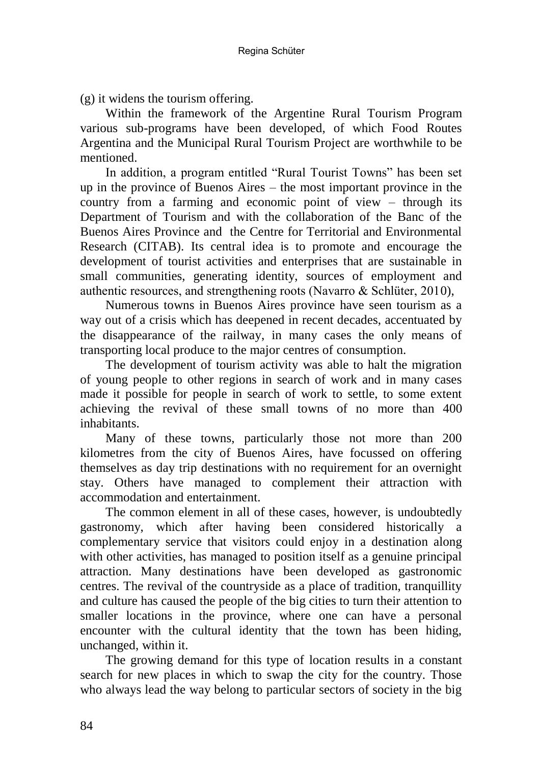(g) it widens the tourism offering.

Within the framework of the Argentine Rural Tourism Program various sub-programs have been developed, of which Food Routes Argentina and the Municipal Rural Tourism Project are worthwhile to be mentioned.

In addition, a program entitled “Rural Tourist Towns” has been set up in the province of Buenos Aires – the most important province in the country from a farming and economic point of view – through its Department of Tourism and with the collaboration of the Banc of the Buenos Aires Province and the Centre for Territorial and Environmental Research (CITAB). Its central idea is to promote and encourage the development of tourist activities and enterprises that are sustainable in small communities, generating identity, sources of employment and authentic resources, and strengthening roots (Navarro & Schlüter, 2010),

Numerous towns in Buenos Aires province have seen tourism as a way out of a crisis which has deepened in recent decades, accentuated by the disappearance of the railway, in many cases the only means of transporting local produce to the major centres of consumption.

The development of tourism activity was able to halt the migration of young people to other regions in search of work and in many cases made it possible for people in search of work to settle, to some extent achieving the revival of these small towns of no more than 400 inhabitants.

Many of these towns, particularly those not more than 200 kilometres from the city of Buenos Aires, have focussed on offering themselves as day trip destinations with no requirement for an overnight stay. Others have managed to complement their attraction with accommodation and entertainment.

The common element in all of these cases, however, is undoubtedly gastronomy, which after having been considered historically a complementary service that visitors could enjoy in a destination along with other activities, has managed to position itself as a genuine principal attraction. Many destinations have been developed as gastronomic centres. The revival of the countryside as a place of tradition, tranquillity and culture has caused the people of the big cities to turn their attention to smaller locations in the province, where one can have a personal encounter with the cultural identity that the town has been hiding, unchanged, within it.

The growing demand for this type of location results in a constant search for new places in which to swap the city for the country. Those who always lead the way belong to particular sectors of society in the big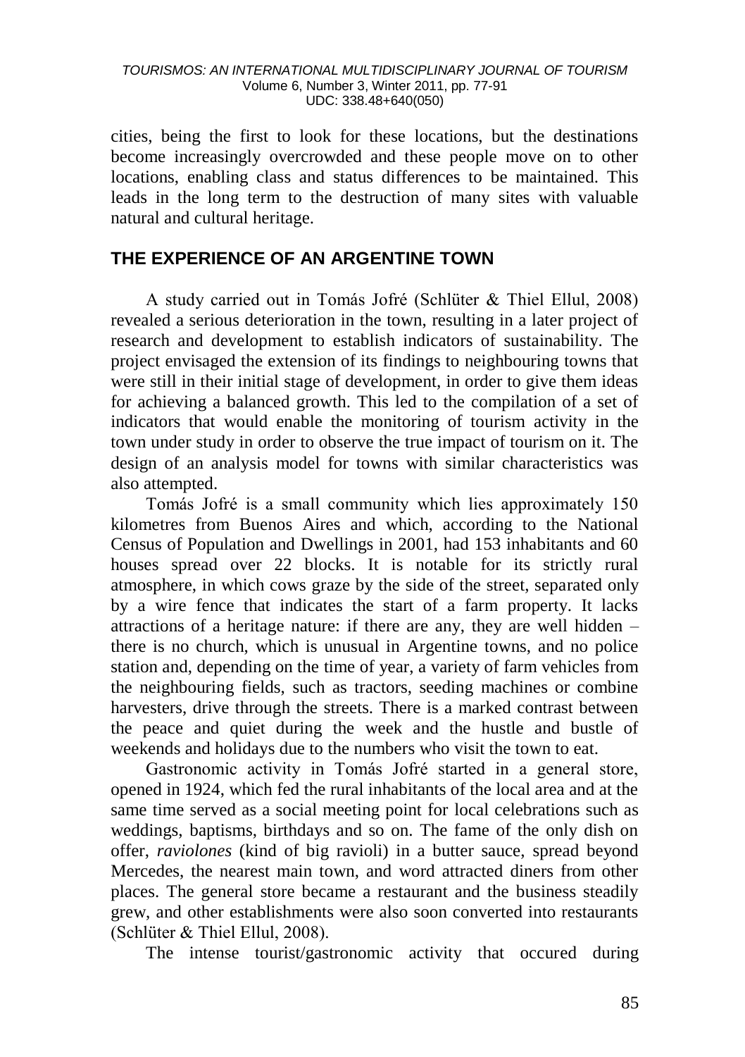cities, being the first to look for these locations, but the destinations become increasingly overcrowded and these people move on to other locations, enabling class and status differences to be maintained. This leads in the long term to the destruction of many sites with valuable natural and cultural heritage.

## THE EXPERIENCE OF AN ARGENTINE TOWN

A study carried out in Tomás Jofré (Schlüter & Thiel Ellul, 2008) revealed a serious deterioration in the town, resulting in a later project of research and development to establish indicators of sustainability. The project envisaged the extension of its findings to neighbouring towns that were still in their initial stage of development, in order to give them ideas for achieving a balanced growth. This led to the compilation of a set of indicators that would enable the monitoring of tourism activity in the town under study in order to observe the true impact of tourism on it. The design of an analysis model for towns with similar characteristics was also attempted.

Tomás Jofré is a small community which lies approximately 150 kilometres from Buenos Aires and which, according to the National Census of Population and Dwellings in 2001, had 153 inhabitants and 60 houses spread over 22 blocks. It is notable for its strictly rural atmosphere, in which cows graze by the side of the street, separated only by a wire fence that indicates the start of a farm property. It lacks attractions of a heritage nature: if there are any, they are well hidden – there is no church, which is unusual in Argentine towns, and no police station and, depending on the time of year, a variety of farm vehicles from the neighbouring fields, such as tractors, seeding machines or combine harvesters, drive through the streets. There is a marked contrast between the peace and quiet during the week and the hustle and bustle of weekends and holidays due to the numbers who visit the town to eat.

Gastronomic activity in Tomás Jofré started in a general store, opened in 1924, which fed the rural inhabitants of the local area and at the same time served as a social meeting point for local celebrations such as weddings, baptisms, birthdays and so on. The fame of the only dish on offer, *raviolones* (kind of big ravioli) in a butter sauce, spread beyond Mercedes, the nearest main town, and word attracted diners from other places. The general store became a restaurant and the business steadily grew, and other establishments were also soon converted into restaurants (Schlüter & Thiel Ellul, 2008).

The intense tourist/gastronomic activity that occured during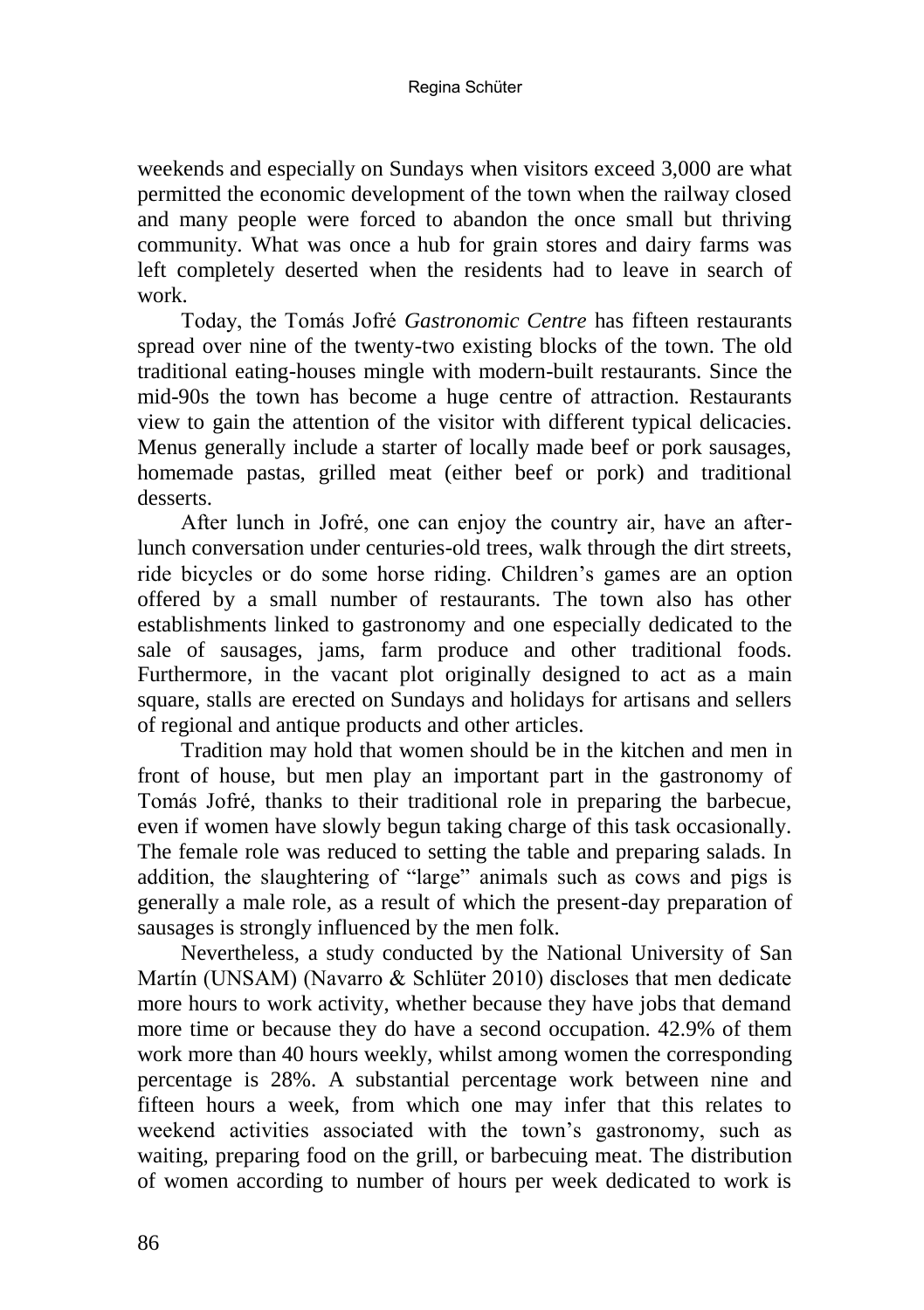weekends and especially on Sundays when visitors exceed 3,000 are what permitted the economic development of the town when the railway closed and many people were forced to abandon the once small but thriving community. What was once a hub for grain stores and dairy farms was left completely deserted when the residents had to leave in search of work.

Today, the Tomás Jofré *Gastronomic Centre* has fifteen restaurants spread over nine of the twenty-two existing blocks of the town. The old traditional eating-houses mingle with modern-built restaurants. Since the mid-90s the town has become a huge centre of attraction. Restaurants view to gain the attention of the visitor with different typical delicacies. Menus generally include a starter of locally made beef or pork sausages, homemade pastas, grilled meat (either beef or pork) and traditional desserts.

After lunch in Jofré, one can enjoy the country air, have an after-lunch conversation under centuries-old trees, walk through the dirt streets, ride bicycles or do some horse riding. Children's games are an option offered by a small number of restaurants. The town also has other establishments linked to gastronomy and one especially dedicated to the sale of sausages, jams, farm produce and other traditional foods. Furthermore, in the vacant plot originally designed to act as a main square, stalls are erected on Sundays and holidays for artisans and sellers of regional and antique products and other articles.

Tradition may hold that women should be in the kitchen and men in front of house, but men play an important part in the gastronomy of Tomás Jofré, thanks to their traditional role in preparing the barbecue, even if women have slowly begun taking charge of this task occasionally. The female role was reduced to setting the table and preparing salads. In addition, the slaughtering of "large" animals such as cows and pigs is generally a male role, as a result of which the present-day preparation of sausages is strongly influenced by the men folk.

Nevertheless, a study conducted by the National University of San Martín (UNSAM) (Navarro & Schlüter 2010) discloses that men dedicate more hours to work activity, whether because they have jobs that demand more time or because they do have a second occupation. 42.9% of them work more than 40 hours weekly, whilst among women the corresponding percentage is 28%. A substantial percentage work between nine and fifteen hours a week, from which one may infer that this relates to weekend activities associated with the town's gastronomy, such as waiting, preparing food on the grill, or barbecuing meat. The distribution of women according to number of hours per week dedicated to work is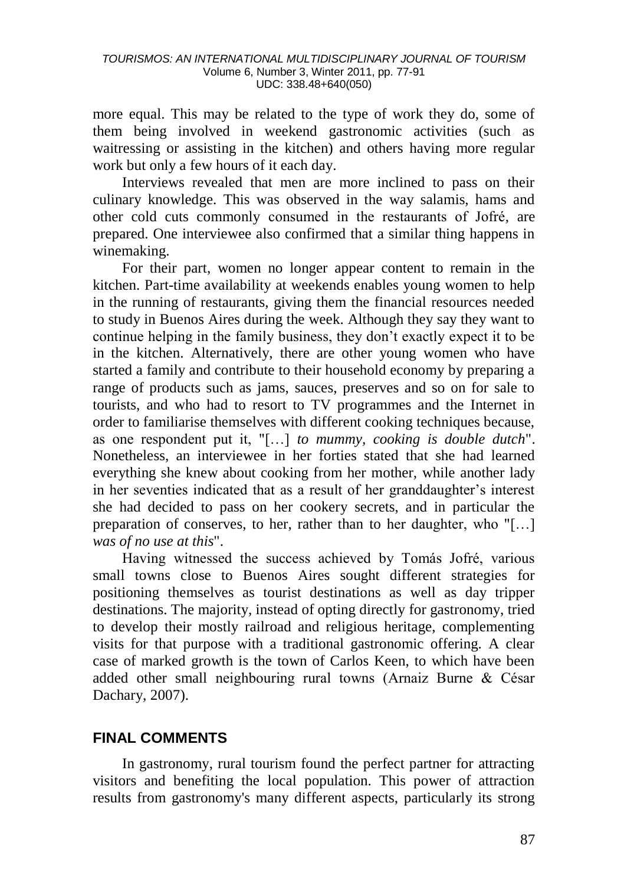more equal. This may be related to the type of work they do, some of them being involved in weekend gastronomic activities (such as waitressing or assisting in the kitchen) and others having more regular work but only a few hours of it each day.

Interviews revealed that men are more inclined to pass on their culinary knowledge. This was observed in the way salamis, hams and other cold cuts commonly consumed in the restaurants of Jofré, are prepared. One interviewee also confirmed that a similar thing happens in winemaking.

For their part, women no longer appear content to remain in the kitchen. Part-time availability at weekends enables young women to help in the running of restaurants, giving them the financial resources needed to study in Buenos Aires during the week. Although they say they want to continue helping in the family business, they don't exactly expect it to be in the kitchen. Alternatively, there are other young women who have started a family and contribute to their household economy by preparing a range of products such as jams, sauces, preserves and so on for sale to tourists, and who had to resort to TV programmes and the Internet in order to familiarise themselves with different cooking techniques because, as one respondent put it, "[…] *to mummy, cooking is double dutch*". Nonetheless, an interviewee in her forties stated that she had learned everything she knew about cooking from her mother, while another lady in her seventies indicated that as a result of her granddaughter's interest she had decided to pass on her cookery secrets, and in particular the preparation of conserves, to her, rather than to her daughter, who "[…] *was of no use at this*".

Having witnessed the success achieved by Tomás Jofré, various small towns close to Buenos Aires sought different strategies for positioning themselves as tourist destinations as well as day tripper destinations. The majority, instead of opting directly for gastronomy, tried to develop their mostly railroad and religious heritage, complementing visits for that purpose with a traditional gastronomic offering. A clear case of marked growth is the town of Carlos Keen, to which have been added other small neighbouring rural towns (Arnaiz Burne & César Dachary, 2007).

## FINAL COMMENTS

In gastronomy, rural tourism found the perfect partner for attracting visitors and benefiting the local population. This power of attraction results from gastronomy's many different aspects, particularly its strong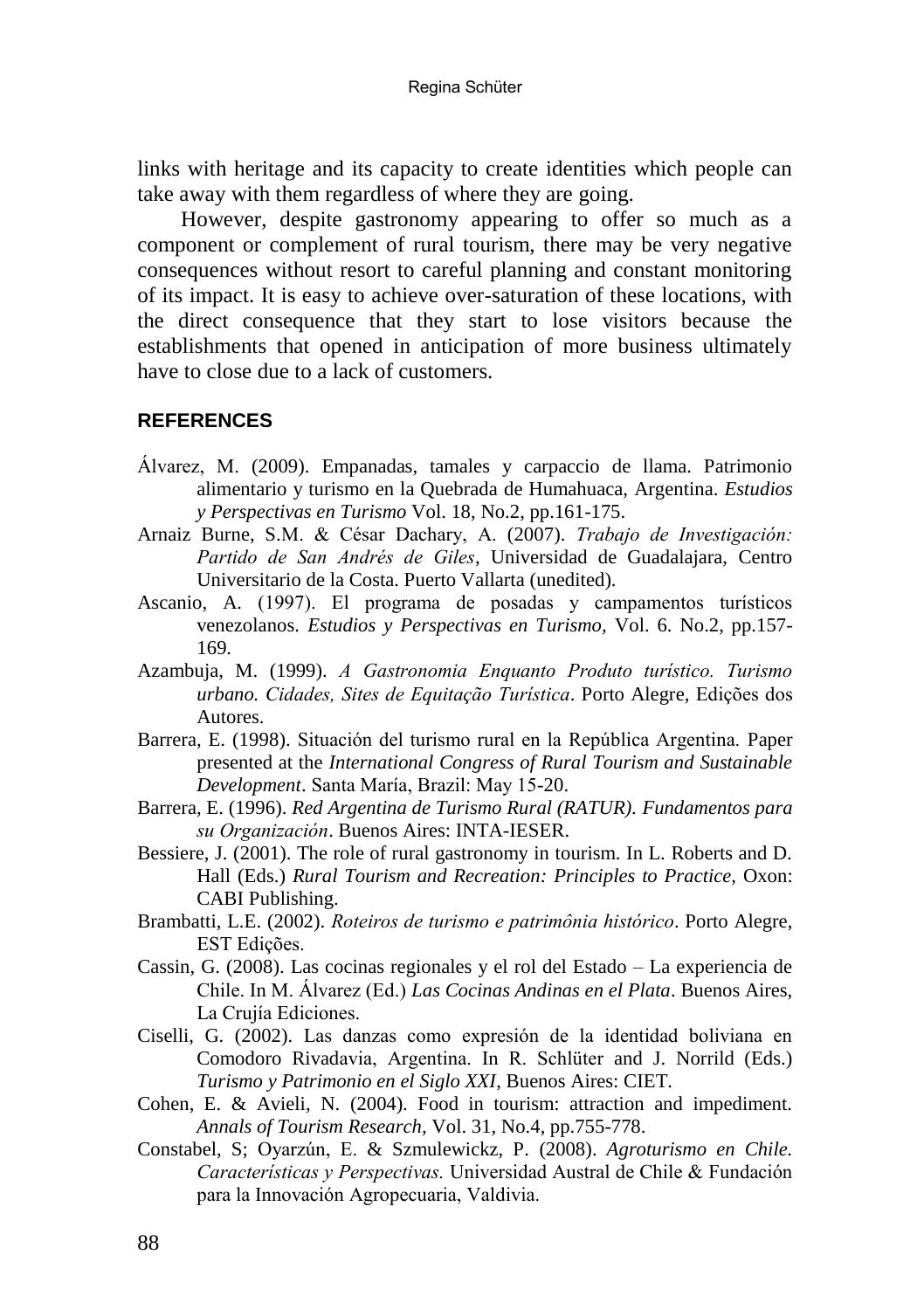links with heritage and its capacity to create identities which people can take away with them regardless of where they are going.

However, despite gastronomy appearing to offer so much as a component or complement of rural tourism, there may be very negative consequences without resort to careful planning and constant monitoring of its impact. It is easy to achieve over-saturation of these locations, with the direct consequence that they start to lose visitors because the establishments that opened in anticipation of more business ultimately have to close due to a lack of customers.

## REFERENCES

Álvarez, M. (2009). Empanadas, tamales y carpaccio de llama. Patrimonio alimentario y turismo en la Quebrada de Humahuaca, Argentina. *Estudios y Perspectivas en Turismo* Vol. 18, No.2, pp.161-175.

Arnaiz Burne, S.M. & César Dachary, A. (2007). *Trabajo de Investigación: Partido de San Andrés de Giles*, Universidad de Guadalajara, Centro Universitario de la Costa. Puerto Vallarta (unedited).

Ascanio, A. (1997). El programa de posadas y campamentos turísticos venezolanos. *Estudios y Perspectivas en Turismo,* Vol. 6. No.2, pp.157-169.

Azambuja, M. (1999). *A Gastronomia Enquanto Produto turístico. Turismo urbano. Cidades, Sites de Equitação Turística*. Porto Alegre, Edições dos Autores.

Barrera, E. (1998). Situación del turismo rural en la República Argentina. Paper presented at the *International Congress of Rural Tourism and Sustainable Development*. Santa María, Brazil: May 15-20.

Barrera, E. (1996). *Red Argentina de Turismo Rural (RATUR). Fundamentos para su Organización*. Buenos Aires: INTA-IESER.

Bessiere, J. (2001). The role of rural gastronomy in tourism. In L. Roberts and D. Hall (Eds.) *Rural Tourism and Recreation: Principles to Practice*, Oxon: CABI Publishing.

Brambatti, L.E. (2002). *Roteiros de turismo e patrimônia histórico*. Porto Alegre, EST Edições.

Cassin, G. (2008). Las cocinas regionales y el rol del Estado – La experiencia de Chile. In M. Álvarez (Ed.) *Las Cocinas Andinas en el Plata*. Buenos Aires, La Crujía Ediciones.

Ciselli, G. (2002). Las danzas como expresión de la identidad boliviana en Comodoro Rivadavia, Argentina. In R. Schlüter and J. Norrild (Eds.) *Turismo y Patrimonio en el Siglo XXI*, Buenos Aires: CIET.

Cohen, E. & Avieli, N. (2004). Food in tourism: attraction and impediment. *Annals of Tourism Research,* Vol. 31, No.4, pp.755-778.

Constabel, S; Oyarzún, E. & Szmulewickz, P. (2008). *Agroturismo en Chile. Características y Perspectivas.* Universidad Austral de Chile & Fundación para la Innovación Agropecuaria, Valdivia.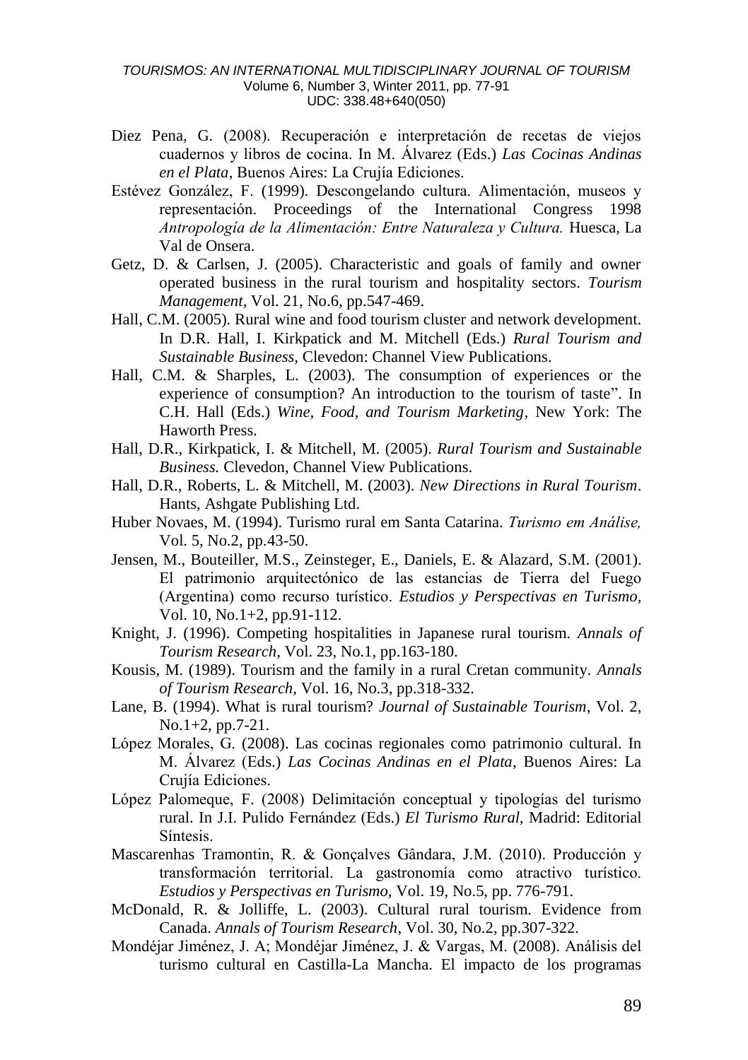Diez Pena, G. (2008). Recuperación e interpretación de recetas de viejos cuadernos y libros de cocina. In M. Álvarez (Eds.) *Las Cocinas Andinas en el Plata*, Buenos Aires: La Crujía Ediciones.

Estévez González, F. (1999). Descongelando cultura. Alimentación, museos y representación. Proceedings of the International Congress 1998 *Antropología de la Alimentación: Entre Naturaleza y Cultura.* Huesca, La Val de Onsera.

Getz, D. & Carlsen, J. (2005). Characteristic and goals of family and owner operated business in the rural tourism and hospitality sectors. *Tourism Management*, Vol. 21, No.6, pp.547-469.

Hall, C.M. (2005). Rural wine and food tourism cluster and network development. In D.R. Hall, I. Kirkpatick and M. Mitchell (Eds.) *Rural Tourism and Sustainable Business,* Clevedon: Channel View Publications.

Hall, C.M. & Sharples, L. (2003). The consumption of experiences or the experience of consumption? An introduction to the tourism of taste". In C.H. Hall (Eds.) *Wine, Food, and Tourism Marketing,* New York: The Haworth Press.

Hall, D.R., Kirkpatick, I. & Mitchell, M. (2005). *Rural Tourism and Sustainable Business.* Clevedon, Channel View Publications.

Hall, D.R., Roberts, L. & Mitchell, M. (2003). *New Directions in Rural Tourism*. Hants, Ashgate Publishing Ltd.

Huber Novaes, M. (1994). Turismo rural em Santa Catarina. *Turismo em Análise,* Vol. 5, No.2, pp.43-50.

Jensen, M., Bouteiller, M.S., Zeinsteger, E., Daniels, E. & Alazard, S.M. (2001). El patrimonio arquitectónico de las estancias de Tierra del Fuego (Argentina) como recurso turístico. *Estudios y Perspectivas en Turismo,* Vol. 10, No.1+2, pp.91-112.

Knight, J. (1996). Competing hospitalities in Japanese rural tourism. *Annals of Tourism Research,* Vol. 23, No.1, pp.163-180.

Kousis, M. (1989). Tourism and the family in a rural Cretan community. *Annals of Tourism Research,* Vol. 16, No.3, pp.318-332.

Lane, B. (1994). What is rural tourism? *Journal of Sustainable Tourism*, Vol. 2, No.1+2, pp.7-21.

López Morales, G. (2008). Las cocinas regionales como patrimonio cultural. In M. Álvarez (Eds.) *Las Cocinas Andinas en el Plata,* Buenos Aires: La Crujía Ediciones.

López Palomeque, F. (2008) Delimitación conceptual y tipologías del turismo rural. In J.I. Pulido Fernández (Eds.) *El Turismo Rural,* Madrid: Editorial Síntesis.

Mascarenhas Tramontin, R. & Gonçalves Gândara, J.M. (2010). Producción y transformación territorial. La gastronomía como atractivo turístico. *Estudios y Perspectivas en Turismo,* Vol. 19, No.5, pp. 776-791.

McDonald, R. & Jolliffe, L. (2003). Cultural rural tourism. Evidence from Canada. *Annals of Tourism Research*, Vol. 30, No.2, pp.307-322.

Mondéjar Jiménez, J. A; Mondéjar Jiménez, J. & Vargas, M. (2008). Análisis del turismo cultural en Castilla-La Mancha. El impacto de los programas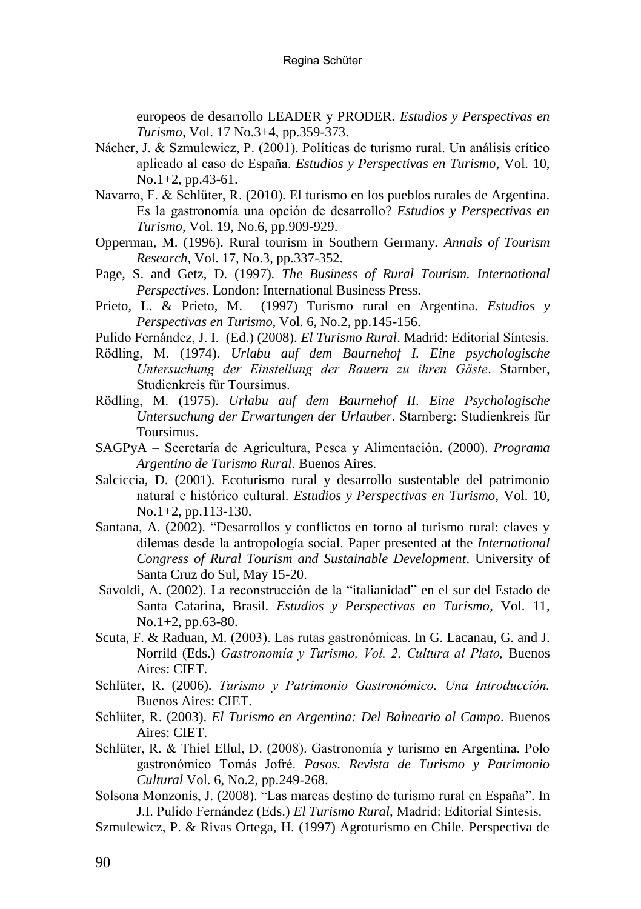europeos de desarrollo LEADER y PRODER. *Estudios y Perspectivas en Turismo,* Vol. 17 No.3+4, pp.359-373.

Nácher, J. & Szmulewicz, P. (2001). Políticas de turismo rural. Un análisis crítico aplicado al caso de España. *Estudios y Perspectivas en Turismo,* Vol. 10, No.1+2, pp.43-61.

Navarro, F. & Schlüter, R. (2010). El turismo en los pueblos rurales de Argentina. Es la gastronomía una opción de desarrollo? *Estudios y Perspectivas en Turismo*, Vol. 19, No.6, pp.909-929.

Opperman, M. (1996). Rural tourism in Southern Germany. *Annals of Tourism Research*, Vol. 17, No.3, pp.337-352.

Page, S. and Getz, D. (1997). *The Business of Rural Tourism. International Perspectives*. London: International Business Press.

Prieto, L. & Prieto, M. (1997) Turismo rural en Argentina. *Estudios y Perspectivas en Turismo*, Vol. 6, No.2, pp.145-156.

Pulido Fernández, J. I. (Ed.) (2008). *El Turismo Rural*. Madrid: Editorial Síntesis.

Rödling, M. (1974). *Urlabu auf dem Baurnehof I. Eine psychologische Untersuchung der Einstellung der Bauern zu ihren Gäste*. Starnber, Studienkreis für Toursimus.

Rödling, M. (1975). *Urlabu auf dem Baurnehof II. Eine Psychologische Untersuchung der Erwartungen der Urlauber*. Starnberg: Studienkreis für Toursimus.

SAGPyA – Secretaría de Agricultura, Pesca y Alimentación. (2000). *Programa Argentino de Turismo Rural*. Buenos Aires.

Salciccia, D. (2001). Ecoturismo rural y desarrollo sustentable del patrimonio natural e histórico cultural. *Estudios y Perspectivas en Turismo,* Vol. 10, No.1+2, pp.113-130.

Santana, A. (2002). "Desarrollos y conflictos en torno al turismo rural: claves y dilemas desde la antropología social. Paper presented at the *International Congress of Rural Tourism and Sustainable Development*. University of Santa Cruz do Sul, May 15-20.

Savoldi, A. (2002). La reconstrucción de la "italianidad" en el sur del Estado de Santa Catarina, Brasil. *Estudios y Perspectivas en Turismo*, Vol. 11, No.1+2, pp.63-80.

Scuta, F. & Raduan, M. (2003). Las rutas gastronómicas. In G. Lacanau, G. and J. Norrild (Eds.) *Gastronomía y Turismo, Vol. 2, Cultura al Plato,* Buenos Aires: CIET.

Schlüter, R. (2006). *Turismo y Patrimonio Gastronómico. Una Introducción.* Buenos Aires: CIET.

Schlüter, R. (2003). *El Turismo en Argentina: Del Balneario al Campo*. Buenos Aires: CIET.

Schlüter, R. & Thiel Ellul, D. (2008). Gastronomía y turismo en Argentina. Polo gastronómico Tomás Jofré. *Pasos. Revista de Turismo y Patrimonio Cultural* Vol. 6, No.2, pp.249-268.

Solsona Monzonís, J. (2008). "Las marcas destino de turismo rural en España". In J.I. Pulido Fernández (Eds.) *El Turismo Rural,* Madrid: Editorial Síntesis.

Szmulewicz, P. & Rivas Ortega, H. (1997) Agroturismo en Chile. Perspectiva de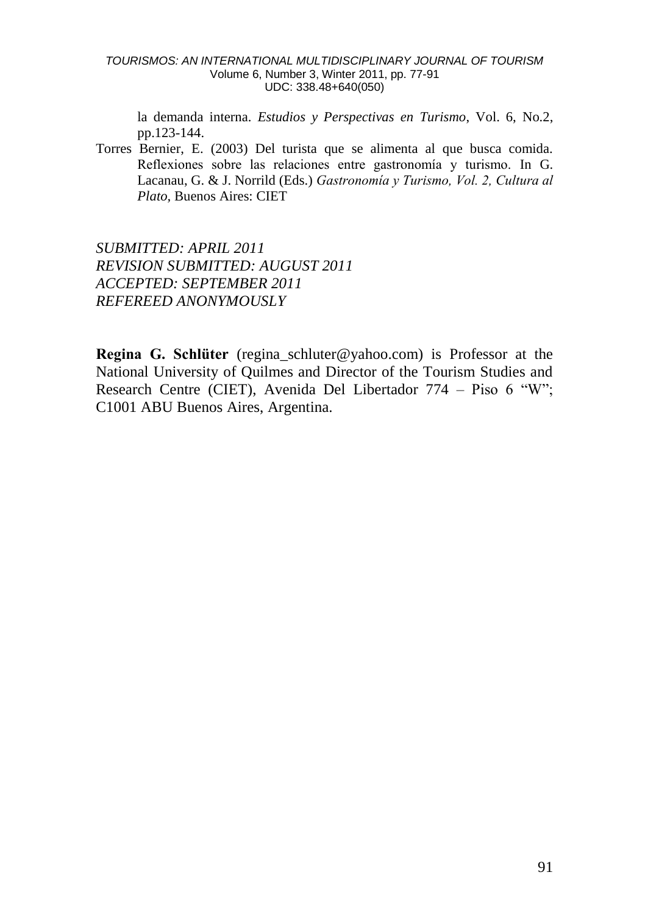la demanda interna. *Estudios y Perspectivas en Turismo*, Vol. 6, No.2, pp.123-144.

Torres Bernier, E. (2003) Del turista que se alimenta al que busca comida. Reflexiones sobre las relaciones entre gastronomía y turismo. In G. Lacanau, G. & J. Norrild (Eds.) *Gastronomía y Turismo, Vol. 2, Cultura al Plato*, Buenos Aires: CIET

*SUBMITTED: APRIL 2011*
*REVISION SUBMITTED: AUGUST 2011*
*ACCEPTED: SEPTEMBER 2011*
*REFEREED ANONYMOUSLY*

**Regina G. Schlüter** (regina_schluter@yahoo.com) is Professor at the National University of Quilmes and Director of the Tourism Studies and Research Centre (CIET), Avenida Del Libertador 774 – Piso 6 "W"; C1001 ABU Buenos Aires, Argentina.